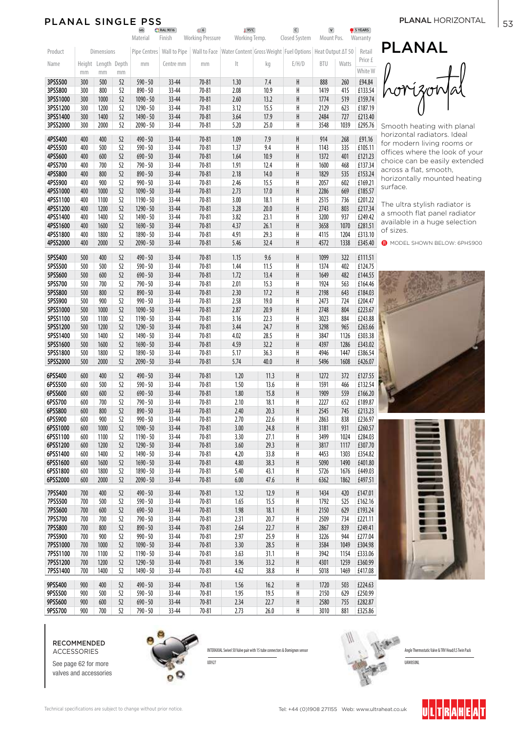# PLANAL SINGLE PSS

| Material | Finish | Working Pressure | Working Temp. | Closed System | Mount Pos. | Warranty |
|---|---|---|---|---|---|---|
| MS | RAL 9016 | 6 | 95°C | C | V | 5 YEARS |

| Product Name | Dimensions Height mm | Length mm | Depth mm | Pipe Centres mm | Wall to Pipe Centre mm | Wall to Face mm | Water Content lt | Gross Weight kg | Fuel Options E/H/D | Heat Output ΔT 50 BTU | Watts | Retail Price £ White W |
|---|---|---|---|---|---|---|---|---|---|---|---|---|
| 3PSS500 | 300 | 500 | 52 | 590 - 50 | 33-44 | 70-81 | 1.30 | 7.4 | H | 888 | 260 | £94.84 |
| 3PSS800 | 300 | 800 | 52 | 890 - 50 | 33-44 | 70-81 | 2.08 | 10.9 | H | 1419 | 415 | £133.54 |
| 3PSS1000 | 300 | 1000 | 52 | 1090 - 50 | 33-44 | 70-81 | 2.60 | 13.2 | H | 1774 | 519 | £159.74 |
| 3PSS1200 | 300 | 1200 | 52 | 1290 - 50 | 33-44 | 70-81 | 3.12 | 15.5 | H | 2129 | 623 | £187.19 |
| 3PSS1400 | 300 | 1400 | 52 | 1490 - 50 | 33-44 | 70-81 | 3.64 | 17.9 | H | 2484 | 727 | £213.40 |
| 3PSS2000 | 300 | 2000 | 52 | 2090 - 50 | 33-44 | 70-81 | 5.20 | 25.0 | H | 3548 | 1039 | £295.76 |
| 4PSS400 | 400 | 400 | 52 | 490 - 50 | 33-44 | 70-81 | 1.09 | 7.9 | H | 914 | 268 | £91.16 |
| 4PSS500 | 400 | 500 | 52 | 590 - 50 | 33-44 | 70-81 | 1.37 | 9.4 | H | 1143 | 335 | £105.11 |
| 4PSS600 | 400 | 600 | 52 | 690 - 50 | 33-44 | 70-81 | 1.64 | 10.9 | H | 1372 | 401 | £121.23 |
| 4PSS700 | 400 | 700 | 52 | 790 - 50 | 33-44 | 70-81 | 1.91 | 12.4 | H | 1600 | 468 | £137.34 |
| 4PSS800 | 400 | 800 | 52 | 890 - 50 | 33-44 | 70-81 | 2.18 | 14.0 | H | 1829 | 535 | £153.24 |
| 4PSS900 | 400 | 900 | 52 | 990 - 50 | 33-44 | 70-81 | 2.46 | 15.5 | H | 2057 | 602 | £169.21 |
| 4PSS1000 | 400 | 1000 | 52 | 1090 - 50 | 33-44 | 70-81 | 2.73 | 17.0 | H | 2286 | 669 | £185.57 |
| 4PSS1100 | 400 | 1100 | 52 | 1190 - 50 | 33-44 | 70-81 | 3.00 | 18.1 | H | 2515 | 736 | £201.22 |
| 4PSS1200 | 400 | 1200 | 52 | 1290 - 50 | 33-44 | 70-81 | 3.28 | 20.0 | H | 2743 | 803 | £217.34 |
| 4PSS1400 | 400 | 1400 | 52 | 1490 - 50 | 33-44 | 70-81 | 3.82 | 23.1 | H | 3200 | 937 | £249.42 |
| 4PSS1600 | 400 | 1600 | 52 | 1690 - 50 | 33-44 | 70-81 | 4.37 | 26.1 | H | 3658 | 1070 | £281.51 |
| 4PSS1800 | 400 | 1800 | 52 | 1890 - 50 | 33-44 | 70-81 | 4.91 | 29.3 | H | 4115 | 1204 | £313.10 |
| 4PSS2000 | 400 | 2000 | 52 | 2090 - 50 | 33-44 | 70-81 | 5.46 | 32.4 | H | 4572 | 1338 | £345.40 |
| 5PSS400 | 500 | 400 | 52 | 490 - 50 | 33-44 | 70-81 | 1.15 | 9.6 | H | 1099 | 322 | £111.51 |
| 5PSS500 | 500 | 500 | 52 | 590 - 50 | 33-44 | 70-81 | 1.44 | 11.5 | H | 1374 | 402 | £124.75 |
| 5PSS600 | 500 | 600 | 52 | 690 - 50 | 33-44 | 70-81 | 1.72 | 13.4 | H | 1649 | 482 | £144.55 |
| 5PSS700 | 500 | 700 | 52 | 790 - 50 | 33-44 | 70-81 | 2.01 | 15.3 | H | 1924 | 563 | £164.46 |
| 5PSS800 | 500 | 800 | 52 | 890 - 50 | 33-44 | 70-81 | 2.30 | 17.2 | H | 2198 | 643 | £184.03 |
| 5PSS900 | 500 | 900 | 52 | 990 - 50 | 33-44 | 70-81 | 2.58 | 19.0 | H | 2473 | 724 | £204.47 |
| 5PSS1000 | 500 | 1000 | 52 | 1090 - 50 | 33-44 | 70-81 | 2.87 | 20.9 | H | 2748 | 804 | £223.67 |
| 5PSS1100 | 500 | 1100 | 52 | 1190 - 50 | 33-44 | 70-81 | 3.16 | 22.3 | H | 3023 | 884 | £243.88 |
| 5PSS1200 | 500 | 1200 | 52 | 1290 - 50 | 33-44 | 70-81 | 3.44 | 24.7 | H | 3298 | 965 | £263.66 |
| 5PSS1400 | 500 | 1400 | 52 | 1490 - 50 | 33-44 | 70-81 | 4.02 | 28.5 | H | 3847 | 1126 | £303.38 |
| 5PSS1600 | 500 | 1600 | 52 | 1690 - 50 | 33-44 | 70-81 | 4.59 | 32.2 | H | 4397 | 1286 | £343.02 |
| 5PSS1800 | 500 | 1800 | 52 | 1890 - 50 | 33-44 | 70-81 | 5.17 | 36.3 | H | 4946 | 1447 | £386.54 |
| 5PSS2000 | 500 | 2000 | 52 | 2090 - 50 | 33-44 | 70-81 | 5.74 | 40.0 | H | 5496 | 1608 | £426.07 |
| 6PSS400 | 600 | 400 | 52 | 490 - 50 | 33-44 | 70-81 | 1.20 | 11.3 | H | 1272 | 372 | £127.55 |
| 6PSS500 | 600 | 500 | 52 | 590 - 50 | 33-44 | 70-81 | 1.50 | 13.6 | H | 1591 | 466 | £132.54 |
| 6PSS600 | 600 | 600 | 52 | 690 - 50 | 33-44 | 70-81 | 1.80 | 15.8 | H | 1909 | 559 | £166.20 |
| 6PSS700 | 600 | 700 | 52 | 790 - 50 | 33-44 | 70-81 | 2.10 | 18.1 | H | 2227 | 652 | £189.87 |
| 6PSS800 | 600 | 800 | 52 | 890 - 50 | 33-44 | 70-81 | 2.40 | 20.3 | H | 2545 | 745 | £213.23 |
| 6PSS900 | 600 | 900 | 52 | 990 - 50 | 33-44 | 70-81 | 2.70 | 22.6 | H | 2863 | 838 | £236.97 |
| 6PSS1000 | 600 | 1000 | 52 | 1090 - 50 | 33-44 | 70-81 | 3.00 | 24.8 | H | 3181 | 931 | £260.57 |
| 6PSS1100 | 600 | 1100 | 52 | 1190 - 50 | 33-44 | 70-81 | 3.30 | 27.1 | H | 3499 | 1024 | £284.03 |
| 6PSS1200 | 600 | 1200 | 52 | 1290 - 50 | 33-44 | 70-81 | 3.60 | 29.3 | H | 3817 | 1117 | £307.70 |
| 6PSS1400 | 600 | 1400 | 52 | 1490 - 50 | 33-44 | 70-81 | 4.20 | 33.8 | H | 4453 | 1303 | £354.82 |
| 6PSS1600 | 600 | 1600 | 52 | 1690 - 50 | 33-44 | 70-81 | 4.80 | 38.3 | H | 5090 | 1490 | £401.80 |
| 6PSS1800 | 600 | 1800 | 52 | 1890 - 50 | 33-44 | 70-81 | 5.40 | 43.1 | H | 5726 | 1676 | £449.03 |
| 6PSS2000 | 600 | 2000 | 52 | 2090 - 50 | 33-44 | 70-81 | 6.00 | 47.6 | H | 6362 | 1862 | £497.51 |
| 7PSS400 | 700 | 400 | 52 | 490 - 50 | 33-44 | 70-81 | 1.32 | 12.9 | H | 1434 | 420 | £147.01 |
| 7PSS500 | 700 | 500 | 52 | 590 - 50 | 33-44 | 70-81 | 1.65 | 15.5 | H | 1792 | 525 | £162.16 |
| 7PSS600 | 700 | 600 | 52 | 690 - 50 | 33-44 | 70-81 | 1.98 | 18.1 | H | 2150 | 629 | £193.24 |
| 7PSS700 | 700 | 700 | 52 | 790 - 50 | 33-44 | 70-81 | 2.31 | 20.7 | H | 2509 | 734 | £221.11 |
| 7PSS800 | 700 | 800 | 52 | 890 - 50 | 33-44 | 70-81 | 2.64 | 22.7 | H | 2867 | 839 | £249.41 |
| 7PSS900 | 700 | 900 | 52 | 990 - 50 | 33-44 | 70-81 | 2.97 | 25.9 | H | 3226 | 944 | £277.04 |
| 7PSS1000 | 700 | 1000 | 52 | 1090 - 50 | 33-44 | 70-81 | 3.30 | 28.5 | H | 3584 | 1049 | £304.98 |
| 7PSS1100 | 700 | 1100 | 52 | 1190 - 50 | 33-44 | 70-81 | 3.63 | 31.1 | H | 3942 | 1154 | £333.06 |
| 7PSS1200 | 700 | 1200 | 52 | 1290 - 50 | 33-44 | 70-81 | 3.96 | 33.2 | H | 4301 | 1259 | £360.99 |
| 7PSS1400 | 700 | 1400 | 52 | 1490 - 50 | 33-44 | 70-81 | 4.62 | 38.8 | H | 5018 | 1469 | £417.08 |
| 9PSS400 | 900 | 400 | 52 | 490 - 50 | 33-44 | 70-81 | 1.56 | 16.2 | H | 1720 | 503 | £224.63 |
| 9PSS500 | 900 | 500 | 52 | 590 - 50 | 33-44 | 70-81 | 1.95 | 19.5 | H | 2150 | 629 | £250.99 |
| 9PSS600 | 900 | 600 | 52 | 690 - 50 | 33-44 | 70-81 | 2.34 | 22.7 | H | 2580 | 755 | £282.87 |
| 9PSS700 | 900 | 700 | 52 | 790 - 50 | 33-44 | 70-81 | 2.73 | 26.0 | H | 3010 | 881 | £325.86 |

# PLANAL horizontal

Smooth heating with planal horizontal radiators. Ideal for modern living rooms or offices where the look of your choice can be easily extended across a flat, smooth, horizontally mounted heating surface.

The ultra stylish radiator is a smooth flat panel radiator available in a huge selection of sizes.

MODEL SHOWN BELOW: 6PHS900

**RECOMMENDED ACCESSORIES**

See page 62 for more valves and accessories

INTERAXIAL Swivel 50 Valve pair with 15 tube connectors & Domignon sensor
UD927

Angle Thermostatic Valve & TRV Head/LS Twin Pack
UAW850NL

Technical specifications are subject to change without prior notice.

Tel: +44 (0)1908 271155 Web: www.ultraheat.co.uk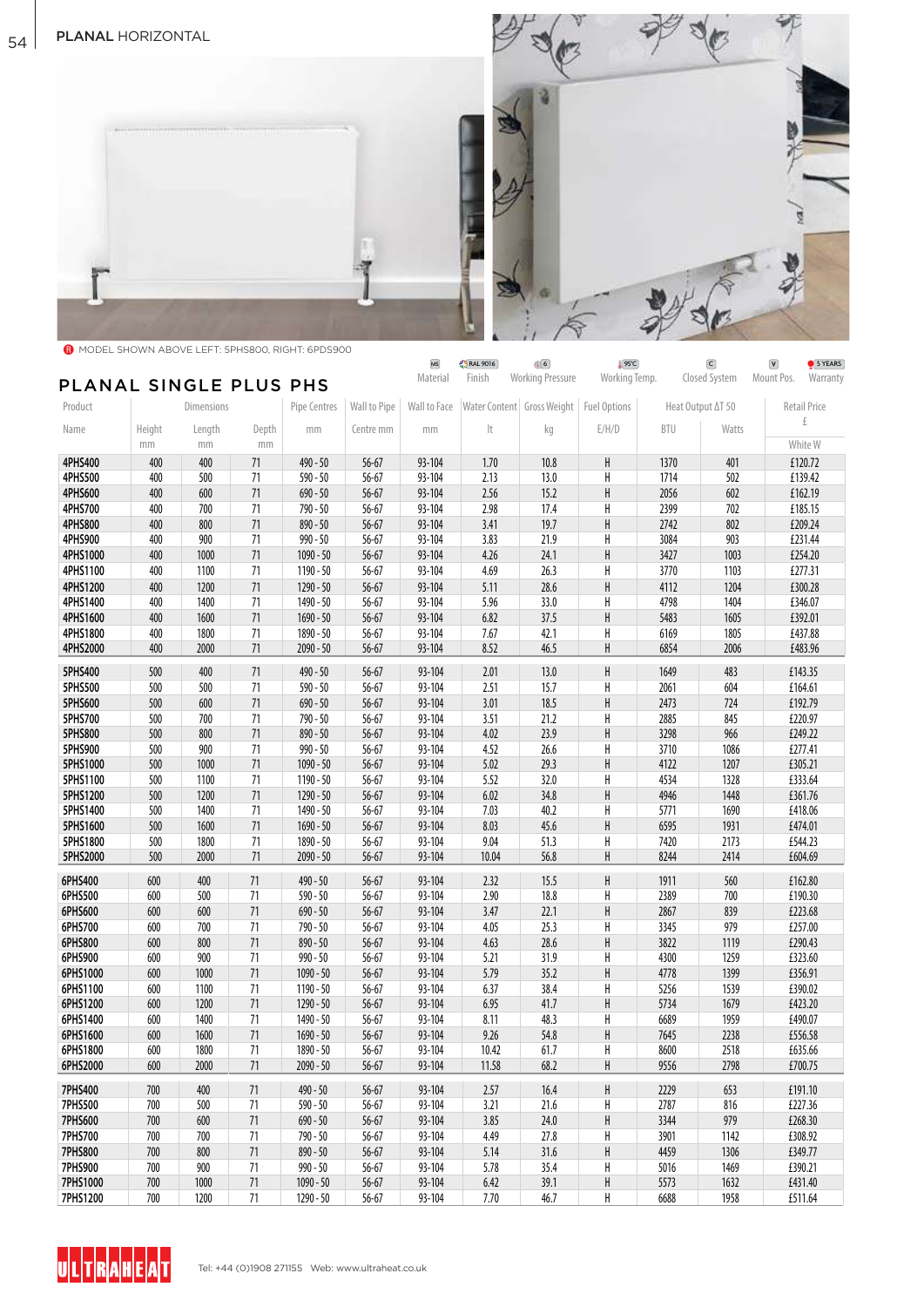## PLANAL HORIZONTAL

MODEL SHOWN ABOVE LEFT: 5PHS800, RIGHT: 6PDS900

## PLANAL SINGLE PLUS PHS

| Material | Finish | Working Pressure | Working Temp. | Closed System | Mount Pos. | Warranty |
|---|---|---|---|---|---|---|
| MS | RAL 9016 | 6 | 95°C | C | V | 5 YEARS |

| Product Name | Height mm | Length mm | Depth mm | Pipe Centres mm | Wall to Pipe Centre mm | Wall to Face mm | Water Content lt | Gross Weight kg | Fuel Options E/H/D | Heat Output ΔT 50 BTU | Heat Output ΔT 50 Watts | Retail Price £ White W |
|---|---|---|---|---|---|---|---|---|---|---|---|---|
| 4PHS400 | 400 | 400 | 71 | 490 - 50 | 56-67 | 93-104 | 1.70 | 10.8 | H | 1370 | 401 | £120.72 |
| 4PHS500 | 400 | 500 | 71 | 590 - 50 | 56-67 | 93-104 | 2.13 | 13.0 | H | 1714 | 502 | £139.42 |
| 4PHS600 | 400 | 600 | 71 | 690 - 50 | 56-67 | 93-104 | 2.56 | 15.2 | H | 2056 | 602 | £162.19 |
| 4PHS700 | 400 | 700 | 71 | 790 - 50 | 56-67 | 93-104 | 2.98 | 17.4 | H | 2399 | 702 | £185.15 |
| 4PHS800 | 400 | 800 | 71 | 890 - 50 | 56-67 | 93-104 | 3.41 | 19.7 | H | 2742 | 802 | £209.24 |
| 4PHS900 | 400 | 900 | 71 | 990 - 50 | 56-67 | 93-104 | 3.83 | 21.9 | H | 3084 | 903 | £231.44 |
| 4PHS1000 | 400 | 1000 | 71 | 1090 - 50 | 56-67 | 93-104 | 4.26 | 24.1 | H | 3427 | 1003 | £254.20 |
| 4PHS1100 | 400 | 1100 | 71 | 1190 - 50 | 56-67 | 93-104 | 4.69 | 26.3 | H | 3770 | 1103 | £277.31 |
| 4PHS1200 | 400 | 1200 | 71 | 1290 - 50 | 56-67 | 93-104 | 5.11 | 28.6 | H | 4112 | 1204 | £300.28 |
| 4PHS1400 | 400 | 1400 | 71 | 1490 - 50 | 56-67 | 93-104 | 5.96 | 33.0 | H | 4798 | 1404 | £346.07 |
| 4PHS1600 | 400 | 1600 | 71 | 1690 - 50 | 56-67 | 93-104 | 6.82 | 37.5 | H | 5483 | 1605 | £392.01 |
| 4PHS1800 | 400 | 1800 | 71 | 1890 - 50 | 56-67 | 93-104 | 7.67 | 42.1 | H | 6169 | 1805 | £437.88 |
| 4PHS2000 | 400 | 2000 | 71 | 2090 - 50 | 56-67 | 93-104 | 8.52 | 46.5 | H | 6854 | 2006 | £483.96 |
| 5PHS400 | 500 | 400 | 71 | 490 - 50 | 56-67 | 93-104 | 2.01 | 13.0 | H | 1649 | 483 | £143.35 |
| 5PHS500 | 500 | 500 | 71 | 590 - 50 | 56-67 | 93-104 | 2.51 | 15.7 | H | 2061 | 604 | £164.61 |
| 5PHS600 | 500 | 600 | 71 | 690 - 50 | 56-67 | 93-104 | 3.01 | 18.5 | H | 2473 | 724 | £192.79 |
| 5PHS700 | 500 | 700 | 71 | 790 - 50 | 56-67 | 93-104 | 3.51 | 21.2 | H | 2885 | 845 | £220.97 |
| 5PHS800 | 500 | 800 | 71 | 890 - 50 | 56-67 | 93-104 | 4.02 | 23.9 | H | 3298 | 966 | £249.22 |
| 5PHS900 | 500 | 900 | 71 | 990 - 50 | 56-67 | 93-104 | 4.52 | 26.6 | H | 3710 | 1086 | £277.41 |
| 5PHS1000 | 500 | 1000 | 71 | 1090 - 50 | 56-67 | 93-104 | 5.02 | 29.3 | H | 4122 | 1207 | £305.21 |
| 5PHS1100 | 500 | 1100 | 71 | 1190 - 50 | 56-67 | 93-104 | 5.52 | 32.0 | H | 4534 | 1328 | £333.64 |
| 5PHS1200 | 500 | 1200 | 71 | 1290 - 50 | 56-67 | 93-104 | 6.02 | 34.8 | H | 4946 | 1448 | £361.76 |
| 5PHS1400 | 500 | 1400 | 71 | 1490 - 50 | 56-67 | 93-104 | 7.03 | 40.2 | H | 5771 | 1690 | £418.06 |
| 5PHS1600 | 500 | 1600 | 71 | 1690 - 50 | 56-67 | 93-104 | 8.03 | 45.6 | H | 6595 | 1931 | £474.01 |
| 5PHS1800 | 500 | 1800 | 71 | 1890 - 50 | 56-67 | 93-104 | 9.04 | 51.3 | H | 7420 | 2173 | £544.23 |
| 5PHS2000 | 500 | 2000 | 71 | 2090 - 50 | 56-67 | 93-104 | 10.04 | 56.8 | H | 8244 | 2414 | £604.69 |
| 6PHS400 | 600 | 400 | 71 | 490 - 50 | 56-67 | 93-104 | 2.32 | 15.5 | H | 1911 | 560 | £162.80 |
| 6PHS500 | 600 | 500 | 71 | 590 - 50 | 56-67 | 93-104 | 2.90 | 18.8 | H | 2389 | 700 | £190.30 |
| 6PHS600 | 600 | 600 | 71 | 690 - 50 | 56-67 | 93-104 | 3.47 | 22.1 | H | 2867 | 839 | £223.68 |
| 6PHS700 | 600 | 700 | 71 | 790 - 50 | 56-67 | 93-104 | 4.05 | 25.3 | H | 3345 | 979 | £257.00 |
| 6PHS800 | 600 | 800 | 71 | 890 - 50 | 56-67 | 93-104 | 4.63 | 28.6 | H | 3822 | 1119 | £290.43 |
| 6PHS900 | 600 | 900 | 71 | 990 - 50 | 56-67 | 93-104 | 5.21 | 31.9 | H | 4300 | 1259 | £323.60 |
| 6PHS1000 | 600 | 1000 | 71 | 1090 - 50 | 56-67 | 93-104 | 5.79 | 35.2 | H | 4778 | 1399 | £356.91 |
| 6PHS1100 | 600 | 1100 | 71 | 1190 - 50 | 56-67 | 93-104 | 6.37 | 38.4 | H | 5256 | 1539 | £390.02 |
| 6PHS1200 | 600 | 1200 | 71 | 1290 - 50 | 56-67 | 93-104 | 6.95 | 41.7 | H | 5734 | 1679 | £423.20 |
| 6PHS1400 | 600 | 1400 | 71 | 1490 - 50 | 56-67 | 93-104 | 8.11 | 48.3 | H | 6689 | 1959 | £490.07 |
| 6PHS1600 | 600 | 1600 | 71 | 1690 - 50 | 56-67 | 93-104 | 9.26 | 54.8 | H | 7645 | 2238 | £556.58 |
| 6PHS1800 | 600 | 1800 | 71 | 1890 - 50 | 56-67 | 93-104 | 10.42 | 61.7 | H | 8600 | 2518 | £635.66 |
| 6PHS2000 | 600 | 2000 | 71 | 2090 - 50 | 56-67 | 93-104 | 11.58 | 68.2 | H | 9556 | 2798 | £700.75 |
| 7PHS400 | 700 | 400 | 71 | 490 - 50 | 56-67 | 93-104 | 2.57 | 16.4 | H | 2229 | 653 | £191.10 |
| 7PHS500 | 700 | 500 | 71 | 590 - 50 | 56-67 | 93-104 | 3.21 | 21.6 | H | 2787 | 816 | £227.36 |
| 7PHS600 | 700 | 600 | 71 | 690 - 50 | 56-67 | 93-104 | 3.85 | 24.0 | H | 3344 | 979 | £268.30 |
| 7PHS700 | 700 | 700 | 71 | 790 - 50 | 56-67 | 93-104 | 4.49 | 27.8 | H | 3901 | 1142 | £308.92 |
| 7PHS800 | 700 | 800 | 71 | 890 - 50 | 56-67 | 93-104 | 5.14 | 31.6 | H | 4459 | 1306 | £349.77 |
| 7PHS900 | 700 | 900 | 71 | 990 - 50 | 56-67 | 93-104 | 5.78 | 35.4 | H | 5016 | 1469 | £390.21 |
| 7PHS1000 | 700 | 1000 | 71 | 1090 - 50 | 56-67 | 93-104 | 6.42 | 39.1 | H | 5573 | 1632 | £431.40 |
| 7PHS1200 | 700 | 1200 | 71 | 1290 - 50 | 56-67 | 93-104 | 7.70 | 46.7 | H | 6688 | 1958 | £511.64 |

ULTRAHEAT Tel: +44 (0)1908 271155 Web: www.ultraheat.co.uk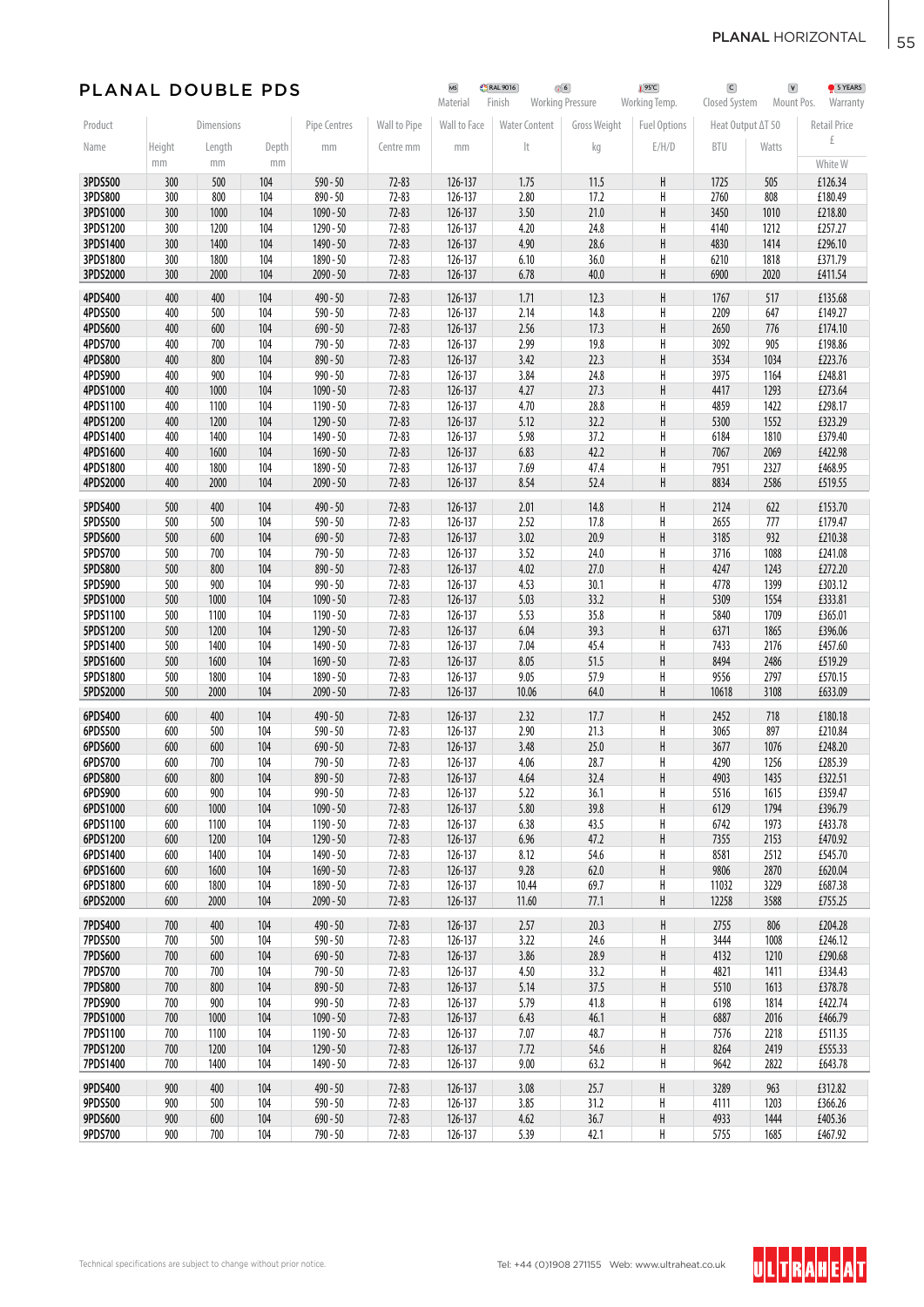# PLANAL DOUBLE PDS

MS Material | RAL 9016 Finish | 6 Working Pressure | 95°C Working Temp. | C Closed System | V Mount Pos. | 5 YEARS Warranty

| Product | Dimensions | | | Pipe Centres | Wall to Pipe | Wall to Face | Water Content | Gross Weight | Fuel Options | Heat Output ΔT 50 | | Retail Price |
|---|---|---|---|---|---|---|---|---|---|---|---|---|
| Name | Height mm | Length mm | Depth mm | mm | Centre mm | mm | lt | kg | E/H/D | BTU | Watts | £ White W |
| 3PDS500 | 300 | 500 | 104 | 590 - 50 | 72-83 | 126-137 | 1.75 | 11.5 | H | 1725 | 505 | £126.34 |
| 3PDS800 | 300 | 800 | 104 | 890 - 50 | 72-83 | 126-137 | 2.80 | 17.2 | H | 2760 | 808 | £180.49 |
| 3PDS1000 | 300 | 1000 | 104 | 1090 - 50 | 72-83 | 126-137 | 3.50 | 21.0 | H | 3450 | 1010 | £218.80 |
| 3PDS1200 | 300 | 1200 | 104 | 1290 - 50 | 72-83 | 126-137 | 4.20 | 24.8 | H | 4140 | 1212 | £257.27 |
| 3PDS1400 | 300 | 1400 | 104 | 1490 - 50 | 72-83 | 126-137 | 4.90 | 28.6 | H | 4830 | 1414 | £296.10 |
| 3PDS1800 | 300 | 1800 | 104 | 1890 - 50 | 72-83 | 126-137 | 6.10 | 36.0 | H | 6210 | 1818 | £371.79 |
| 3PDS2000 | 300 | 2000 | 104 | 2090 - 50 | 72-83 | 126-137 | 6.78 | 40.0 | H | 6900 | 2020 | £411.54 |
| 4PDS400 | 400 | 400 | 104 | 490 - 50 | 72-83 | 126-137 | 1.71 | 12.3 | H | 1767 | 517 | £135.68 |
| 4PDS500 | 400 | 500 | 104 | 590 - 50 | 72-83 | 126-137 | 2.14 | 14.8 | H | 2209 | 647 | £149.27 |
| 4PDS600 | 400 | 600 | 104 | 690 - 50 | 72-83 | 126-137 | 2.56 | 17.3 | H | 2650 | 776 | £174.10 |
| 4PDS700 | 400 | 700 | 104 | 790 - 50 | 72-83 | 126-137 | 2.99 | 19.8 | H | 3092 | 905 | £198.86 |
| 4PDS800 | 400 | 800 | 104 | 890 - 50 | 72-83 | 126-137 | 3.42 | 22.3 | H | 3534 | 1034 | £223.76 |
| 4PDS900 | 400 | 900 | 104 | 990 - 50 | 72-83 | 126-137 | 3.84 | 24.8 | H | 3975 | 1164 | £248.81 |
| 4PDS1000 | 400 | 1000 | 104 | 1090 - 50 | 72-83 | 126-137 | 4.27 | 27.3 | H | 4417 | 1293 | £273.64 |
| 4PDS1100 | 400 | 1100 | 104 | 1190 - 50 | 72-83 | 126-137 | 4.70 | 28.8 | H | 4859 | 1422 | £298.17 |
| 4PDS1200 | 400 | 1200 | 104 | 1290 - 50 | 72-83 | 126-137 | 5.12 | 32.2 | H | 5300 | 1552 | £323.29 |
| 4PDS1400 | 400 | 1400 | 104 | 1490 - 50 | 72-83 | 126-137 | 5.98 | 37.2 | H | 6184 | 1810 | £379.40 |
| 4PDS1600 | 400 | 1600 | 104 | 1690 - 50 | 72-83 | 126-137 | 6.83 | 42.2 | H | 7067 | 2069 | £422.98 |
| 4PDS1800 | 400 | 1800 | 104 | 1890 - 50 | 72-83 | 126-137 | 7.69 | 47.4 | H | 7951 | 2327 | £468.95 |
| 4PDS2000 | 400 | 2000 | 104 | 2090 - 50 | 72-83 | 126-137 | 8.54 | 52.4 | H | 8834 | 2586 | £519.55 |
| 5PDS400 | 500 | 400 | 104 | 490 - 50 | 72-83 | 126-137 | 2.01 | 14.8 | H | 2124 | 622 | £153.70 |
| 5PDS500 | 500 | 500 | 104 | 590 - 50 | 72-83 | 126-137 | 2.52 | 17.8 | H | 2655 | 777 | £179.47 |
| 5PDS600 | 500 | 600 | 104 | 690 - 50 | 72-83 | 126-137 | 3.02 | 20.9 | H | 3185 | 932 | £210.38 |
| 5PDS700 | 500 | 700 | 104 | 790 - 50 | 72-83 | 126-137 | 3.52 | 24.0 | H | 3716 | 1088 | £241.08 |
| 5PDS800 | 500 | 800 | 104 | 890 - 50 | 72-83 | 126-137 | 4.02 | 27.0 | H | 4247 | 1243 | £272.20 |
| 5PDS900 | 500 | 900 | 104 | 990 - 50 | 72-83 | 126-137 | 4.53 | 30.1 | H | 4778 | 1399 | £303.12 |
| 5PDS1000 | 500 | 1000 | 104 | 1090 - 50 | 72-83 | 126-137 | 5.03 | 33.2 | H | 5309 | 1554 | £333.81 |
| 5PDS1100 | 500 | 1100 | 104 | 1190 - 50 | 72-83 | 126-137 | 5.53 | 35.8 | H | 5840 | 1709 | £365.01 |
| 5PDS1200 | 500 | 1200 | 104 | 1290 - 50 | 72-83 | 126-137 | 6.04 | 39.3 | H | 6371 | 1865 | £396.06 |
| 5PDS1400 | 500 | 1400 | 104 | 1490 - 50 | 72-83 | 126-137 | 7.04 | 45.4 | H | 7433 | 2176 | £457.60 |
| 5PDS1600 | 500 | 1600 | 104 | 1690 - 50 | 72-83 | 126-137 | 8.05 | 51.5 | H | 8494 | 2486 | £519.29 |
| 5PDS1800 | 500 | 1800 | 104 | 1890 - 50 | 72-83 | 126-137 | 9.05 | 57.9 | H | 9556 | 2797 | £570.15 |
| 5PDS2000 | 500 | 2000 | 104 | 2090 - 50 | 72-83 | 126-137 | 10.06 | 64.0 | H | 10618 | 3108 | £633.09 |
| 6PDS400 | 600 | 400 | 104 | 490 - 50 | 72-83 | 126-137 | 2.32 | 17.7 | H | 2452 | 718 | £180.18 |
| 6PDS500 | 600 | 500 | 104 | 590 - 50 | 72-83 | 126-137 | 2.90 | 21.3 | H | 3065 | 897 | £210.84 |
| 6PDS600 | 600 | 600 | 104 | 690 - 50 | 72-83 | 126-137 | 3.48 | 25.0 | H | 3677 | 1076 | £248.20 |
| 6PDS700 | 600 | 700 | 104 | 790 - 50 | 72-83 | 126-137 | 4.06 | 28.7 | H | 4290 | 1256 | £285.39 |
| 6PDS800 | 600 | 800 | 104 | 890 - 50 | 72-83 | 126-137 | 4.64 | 32.4 | H | 4903 | 1435 | £322.51 |
| 6PDS900 | 600 | 900 | 104 | 990 - 50 | 72-83 | 126-137 | 5.22 | 36.1 | H | 5516 | 1615 | £359.47 |
| 6PDS1000 | 600 | 1000 | 104 | 1090 - 50 | 72-83 | 126-137 | 5.80 | 39.8 | H | 6129 | 1794 | £396.79 |
| 6PDS1100 | 600 | 1100 | 104 | 1190 - 50 | 72-83 | 126-137 | 6.38 | 43.5 | H | 6742 | 1973 | £433.78 |
| 6PDS1200 | 600 | 1200 | 104 | 1290 - 50 | 72-83 | 126-137 | 6.96 | 47.2 | H | 7355 | 2153 | £470.92 |
| 6PDS1400 | 600 | 1400 | 104 | 1490 - 50 | 72-83 | 126-137 | 8.12 | 54.6 | H | 8581 | 2512 | £545.70 |
| 6PDS1600 | 600 | 1600 | 104 | 1690 - 50 | 72-83 | 126-137 | 9.28 | 62.0 | H | 9806 | 2870 | £620.04 |
| 6PDS1800 | 600 | 1800 | 104 | 1890 - 50 | 72-83 | 126-137 | 10.44 | 69.7 | H | 11032 | 3229 | £687.38 |
| 6PDS2000 | 600 | 2000 | 104 | 2090 - 50 | 72-83 | 126-137 | 11.60 | 77.1 | H | 12258 | 3588 | £755.25 |
| 7PDS400 | 700 | 400 | 104 | 490 - 50 | 72-83 | 126-137 | 2.57 | 20.3 | H | 2755 | 806 | £204.28 |
| 7PDS500 | 700 | 500 | 104 | 590 - 50 | 72-83 | 126-137 | 3.22 | 24.6 | H | 3444 | 1008 | £246.12 |
| 7PDS600 | 700 | 600 | 104 | 690 - 50 | 72-83 | 126-137 | 3.86 | 28.9 | H | 4132 | 1210 | £290.68 |
| 7PDS700 | 700 | 700 | 104 | 790 - 50 | 72-83 | 126-137 | 4.50 | 33.2 | H | 4821 | 1411 | £334.43 |
| 7PDS800 | 700 | 800 | 104 | 890 - 50 | 72-83 | 126-137 | 5.14 | 37.5 | H | 5510 | 1613 | £378.78 |
| 7PDS900 | 700 | 900 | 104 | 990 - 50 | 72-83 | 126-137 | 5.79 | 41.8 | H | 6198 | 1814 | £422.74 |
| 7PDS1000 | 700 | 1000 | 104 | 1090 - 50 | 72-83 | 126-137 | 6.43 | 46.1 | H | 6887 | 2016 | £466.79 |
| 7PDS1100 | 700 | 1100 | 104 | 1190 - 50 | 72-83 | 126-137 | 7.07 | 48.7 | H | 7576 | 2218 | £511.35 |
| 7PDS1200 | 700 | 1200 | 104 | 1290 - 50 | 72-83 | 126-137 | 7.72 | 54.6 | H | 8264 | 2419 | £555.33 |
| 7PDS1400 | 700 | 1400 | 104 | 1490 - 50 | 72-83 | 126-137 | 9.00 | 63.2 | H | 9642 | 2822 | £643.78 |
| 9PDS400 | 900 | 400 | 104 | 490 - 50 | 72-83 | 126-137 | 3.08 | 25.7 | H | 3289 | 963 | £312.82 |
| 9PDS500 | 900 | 500 | 104 | 590 - 50 | 72-83 | 126-137 | 3.85 | 31.2 | H | 4111 | 1203 | £366.26 |
| 9PDS600 | 900 | 600 | 104 | 690 - 50 | 72-83 | 126-137 | 4.62 | 36.7 | H | 4933 | 1444 | £405.36 |
| 9PDS700 | 900 | 700 | 104 | 790 - 50 | 72-83 | 126-137 | 5.39 | 42.1 | H | 5755 | 1685 | £467.92 |

Technical specifications are subject to change without prior notice.

Tel: +44 (0)1908 271155 Web: www.ultraheat.co.uk

ULTRAHEAT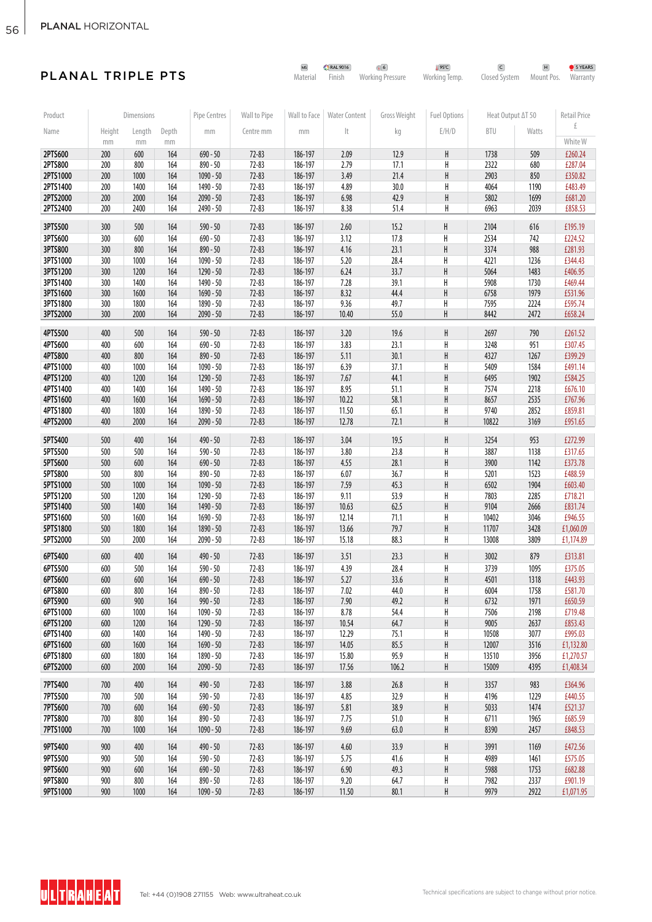# PLANAL TRIPLE PTS

| MS | RAL 9016 | 6 | 95°C | C | H | 5 YEARS |
|---|---|---|---|---|---|---|
| Material | Finish | Working Pressure | Working Temp. | Closed System | Mount Pos. | Warranty |

| Product Name | Dimensions Height mm | Length mm | Depth mm | Pipe Centres mm | Wall to Pipe Centre mm | Wall to Face mm | Water Content lt | Gross Weight kg | Fuel Options E/H/D | Heat Output ΔT 50 BTU | Watts | Retail Price £ White W |
|---|---|---|---|---|---|---|---|---|---|---|---|---|
| 2PTS600 | 200 | 600 | 164 | 690 - 50 | 72-83 | 186-197 | 2.09 | 12.9 | H | 1738 | 509 | £260.24 |
| 2PTS800 | 200 | 800 | 164 | 890 - 50 | 72-83 | 186-197 | 2.79 | 17.1 | H | 2322 | 680 | £287.04 |
| 2PTS1000 | 200 | 1000 | 164 | 1090 - 50 | 72-83 | 186-197 | 3.49 | 21.4 | H | 2903 | 850 | £350.82 |
| 2PTS1400 | 200 | 1400 | 164 | 1490 - 50 | 72-83 | 186-197 | 4.89 | 30.0 | H | 4064 | 1190 | £483.49 |
| 2PTS2000 | 200 | 2000 | 164 | 2090 - 50 | 72-83 | 186-197 | 6.98 | 42.9 | H | 5802 | 1699 | £681.20 |
| 2PTS2400 | 200 | 2400 | 164 | 2490 - 50 | 72-83 | 186-197 | 8.38 | 51.4 | H | 6963 | 2039 | £858.53 |
| 3PTS500 | 300 | 500 | 164 | 590 - 50 | 72-83 | 186-197 | 2.60 | 15.2 | H | 2104 | 616 | £195.19 |
| 3PTS600 | 300 | 600 | 164 | 690 - 50 | 72-83 | 186-197 | 3.12 | 17.8 | H | 2534 | 742 | £224.52 |
| 3PTS800 | 300 | 800 | 164 | 890 - 50 | 72-83 | 186-197 | 4.16 | 23.1 | H | 3374 | 988 | £281.93 |
| 3PTS1000 | 300 | 1000 | 164 | 1090 - 50 | 72-83 | 186-197 | 5.20 | 28.4 | H | 4221 | 1236 | £344.43 |
| 3PTS1200 | 300 | 1200 | 164 | 1290 - 50 | 72-83 | 186-197 | 6.24 | 33.7 | H | 5064 | 1483 | £406.95 |
| 3PTS1400 | 300 | 1400 | 164 | 1490 - 50 | 72-83 | 186-197 | 7.28 | 39.1 | H | 5908 | 1730 | £469.44 |
| 3PTS1600 | 300 | 1600 | 164 | 1690 - 50 | 72-83 | 186-197 | 8.32 | 44.4 | H | 6758 | 1979 | £531.96 |
| 3PTS1800 | 300 | 1800 | 164 | 1890 - 50 | 72-83 | 186-197 | 9.36 | 49.7 | H | 7595 | 2224 | £595.74 |
| 3PTS2000 | 300 | 2000 | 164 | 2090 - 50 | 72-83 | 186-197 | 10.40 | 55.0 | H | 8442 | 2472 | £658.24 |
| 4PTS500 | 400 | 500 | 164 | 590 - 50 | 72-83 | 186-197 | 3.20 | 19.6 | H | 2697 | 790 | £261.52 |
| 4PTS600 | 400 | 600 | 164 | 690 - 50 | 72-83 | 186-197 | 3.83 | 23.1 | H | 3248 | 951 | £307.45 |
| 4PTS800 | 400 | 800 | 164 | 890 - 50 | 72-83 | 186-197 | 5.11 | 30.1 | H | 4327 | 1267 | £399.29 |
| 4PTS1000 | 400 | 1000 | 164 | 1090 - 50 | 72-83 | 186-197 | 6.39 | 37.1 | H | 5409 | 1584 | £491.14 |
| 4PTS1200 | 400 | 1200 | 164 | 1290 - 50 | 72-83 | 186-197 | 7.67 | 44.1 | H | 6495 | 1902 | £584.25 |
| 4PTS1400 | 400 | 1400 | 164 | 1490 - 50 | 72-83 | 186-197 | 8.95 | 51.1 | H | 7574 | 2218 | £676.10 |
| 4PTS1600 | 400 | 1600 | 164 | 1690 - 50 | 72-83 | 186-197 | 10.22 | 58.1 | H | 8657 | 2535 | £767.96 |
| 4PTS1800 | 400 | 1800 | 164 | 1890 - 50 | 72-83 | 186-197 | 11.50 | 65.1 | H | 9740 | 2852 | £859.81 |
| 4PTS2000 | 400 | 2000 | 164 | 2090 - 50 | 72-83 | 186-197 | 12.78 | 72.1 | H | 10822 | 3169 | £951.65 |
| 5PTS400 | 500 | 400 | 164 | 490 - 50 | 72-83 | 186-197 | 3.04 | 19.5 | H | 3254 | 953 | £272.99 |
| 5PTS500 | 500 | 500 | 164 | 590 - 50 | 72-83 | 186-197 | 3.80 | 23.8 | H | 3887 | 1138 | £317.65 |
| 5PTS600 | 500 | 600 | 164 | 690 - 50 | 72-83 | 186-197 | 4.55 | 28.1 | H | 3900 | 1142 | £373.78 |
| 5PTS800 | 500 | 800 | 164 | 890 - 50 | 72-83 | 186-197 | 6.07 | 36.7 | H | 5201 | 1523 | £488.59 |
| 5PTS1000 | 500 | 1000 | 164 | 1090 - 50 | 72-83 | 186-197 | 7.59 | 45.3 | H | 6502 | 1904 | £603.40 |
| 5PTS1200 | 500 | 1200 | 164 | 1290 - 50 | 72-83 | 186-197 | 9.11 | 53.9 | H | 7803 | 2285 | £718.21 |
| 5PTS1400 | 500 | 1400 | 164 | 1490 - 50 | 72-83 | 186-197 | 10.63 | 62.5 | H | 9104 | 2666 | £831.74 |
| 5PTS1600 | 500 | 1600 | 164 | 1690 - 50 | 72-83 | 186-197 | 12.14 | 71.1 | H | 10402 | 3046 | £946.55 |
| 5PTS1800 | 500 | 1800 | 164 | 1890 - 50 | 72-83 | 186-197 | 13.66 | 79.7 | H | 11707 | 3428 | £1,060.09 |
| 5PTS2000 | 500 | 2000 | 164 | 2090 - 50 | 72-83 | 186-197 | 15.18 | 88.3 | H | 13008 | 3809 | £1,174.89 |
| 6PTS400 | 600 | 400 | 164 | 490 - 50 | 72-83 | 186-197 | 3.51 | 23.3 | H | 3002 | 879 | £313.81 |
| 6PTS500 | 600 | 500 | 164 | 590 - 50 | 72-83 | 186-197 | 4.39 | 28.4 | H | 3739 | 1095 | £375.05 |
| 6PTS600 | 600 | 600 | 164 | 690 - 50 | 72-83 | 186-197 | 5.27 | 33.6 | H | 4501 | 1318 | £443.93 |
| 6PTS800 | 600 | 800 | 164 | 890 - 50 | 72-83 | 186-197 | 7.02 | 44.0 | H | 6004 | 1758 | £581.70 |
| 6PTS900 | 600 | 900 | 164 | 990 - 50 | 72-83 | 186-197 | 7.90 | 49.2 | H | 6732 | 1971 | £650.59 |
| 6PTS1000 | 600 | 1000 | 164 | 1090 - 50 | 72-83 | 186-197 | 8.78 | 54.4 | H | 7506 | 2198 | £719.48 |
| 6PTS1200 | 600 | 1200 | 164 | 1290 - 50 | 72-83 | 186-197 | 10.54 | 64.7 | H | 9005 | 2637 | £853.43 |
| 6PTS1400 | 600 | 1400 | 164 | 1490 - 50 | 72-83 | 186-197 | 12.29 | 75.1 | H | 10508 | 3077 | £995.03 |
| 6PTS1600 | 600 | 1600 | 164 | 1690 - 50 | 72-83 | 186-197 | 14.05 | 85.5 | H | 12007 | 3516 | £1,132.80 |
| 6PTS1800 | 600 | 1800 | 164 | 1890 - 50 | 72-83 | 186-197 | 15.80 | 95.9 | H | 13510 | 3956 | £1,270.57 |
| 6PTS2000 | 600 | 2000 | 164 | 2090 - 50 | 72-83 | 186-197 | 17.56 | 106.2 | H | 15009 | 4395 | £1,408.34 |
| 7PTS400 | 700 | 400 | 164 | 490 - 50 | 72-83 | 186-197 | 3.88 | 26.8 | H | 3357 | 983 | £364.96 |
| 7PTS500 | 700 | 500 | 164 | 590 - 50 | 72-83 | 186-197 | 4.85 | 32.9 | H | 4196 | 1229 | £440.55 |
| 7PTS600 | 700 | 600 | 164 | 690 - 50 | 72-83 | 186-197 | 5.81 | 38.9 | H | 5033 | 1474 | £521.37 |
| 7PTS800 | 700 | 800 | 164 | 890 - 50 | 72-83 | 186-197 | 7.75 | 51.0 | H | 6711 | 1965 | £685.59 |
| 7PTS1000 | 700 | 1000 | 164 | 1090 - 50 | 72-83 | 186-197 | 9.69 | 63.0 | H | 8390 | 2457 | £848.53 |
| 9PTS400 | 900 | 400 | 164 | 490 - 50 | 72-83 | 186-197 | 4.60 | 33.9 | H | 3991 | 1169 | £472.56 |
| 9PTS500 | 900 | 500 | 164 | 590 - 50 | 72-83 | 186-197 | 5.75 | 41.6 | H | 4989 | 1461 | £575.05 |
| 9PTS600 | 900 | 600 | 164 | 690 - 50 | 72-83 | 186-197 | 6.90 | 49.3 | H | 5988 | 1753 | £682.88 |
| 9PTS800 | 900 | 800 | 164 | 890 - 50 | 72-83 | 186-197 | 9.20 | 64.7 | H | 7982 | 2337 | £901.19 |
| 9PTS1000 | 900 | 1000 | 164 | 1090 - 50 | 72-83 | 186-197 | 11.50 | 80.1 | H | 9979 | 2922 | £1,071.95 |

ULTRAHEAT

Tel: +44 (0)1908 271155 Web: www.ultraheat.co.uk

Technical specifications are subject to change without prior notice.